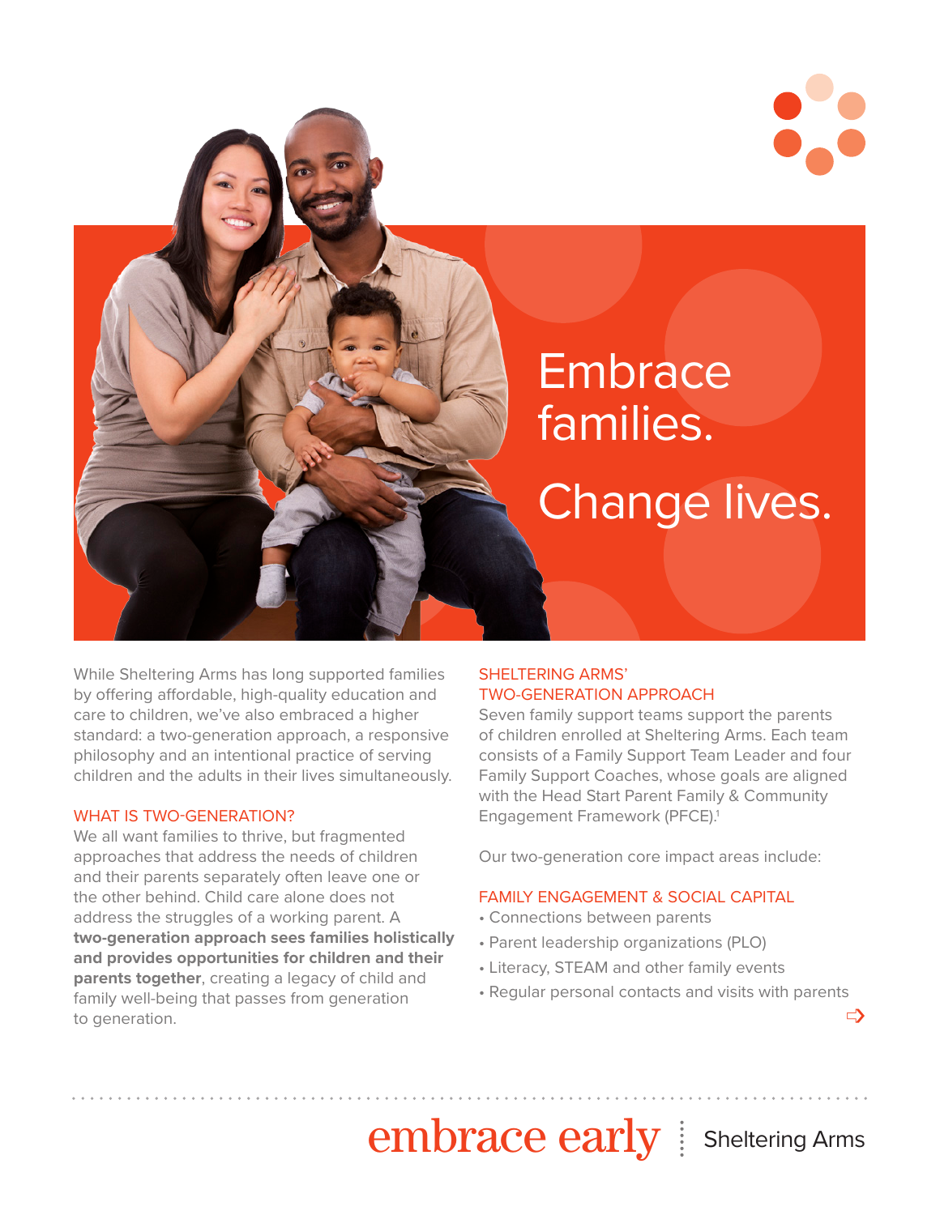# Embrace families.

# Change lives.

While Sheltering Arms has long supported families by offering affordable, high-quality education and care to children, we've also embraced a higher standard: a two-generation approach, a responsive philosophy and an intentional practice of serving children and the adults in their lives simultaneously.

## WHAT IS TWO-GENERATION?

We all want families to thrive, but fragmented approaches that address the needs of children and their parents separately often leave one or the other behind. Child care alone does not address the struggles of a working parent. A **two-generation approach sees families holistically and provides opportunities for children and their parents together**, creating a legacy of child and family well-being that passes from generation to generation.

## SHELTERING ARMS' TWO-GENERATION APPROACH

Seven family support teams support the parents of children enrolled at Sheltering Arms. Each team consists of a Family Support Team Leader and four Family Support Coaches, whose goals are aligned with the Head Start Parent Family & Community Engagement Framework (PFCE).[1]

Our two-generation core impact areas include:

### FAMILY ENGAGEMENT & SOCIAL CAPITAL

- Connections between parents
- Parent leadership organizations (PLO)
- Literacy, STEAM and other family events
- Regular personal contacts and visits with parents

embrace early | Sheltering Arms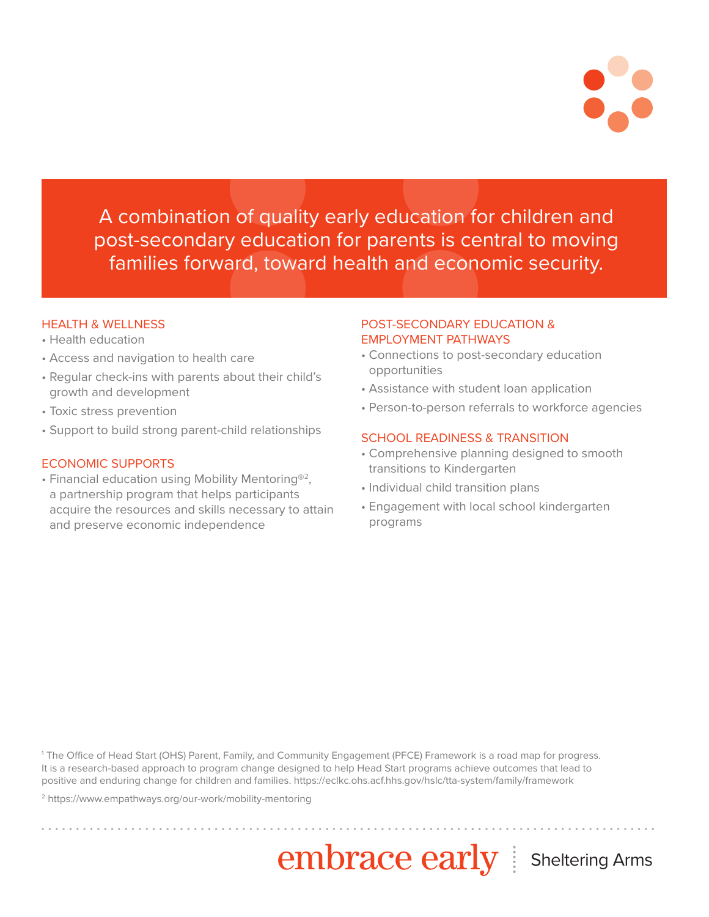A combination of quality early education for children and post-secondary education for parents is central to moving families forward, toward health and economic security.

### HEALTH & WELLNESS

- Health education
- Access and navigation to health care
- Regular check-ins with parents about their child's growth and development
- Toxic stress prevention
- Support to build strong parent-child relationships

### ECONOMIC SUPPORTS

- Financial education using Mobility Mentoring®[2], a partnership program that helps participants acquire the resources and skills necessary to attain and preserve economic independence

### POST-SECONDARY EDUCATION & EMPLOYMENT PATHWAYS

- Connections to post-secondary education opportunities
- Assistance with student loan application
- Person-to-person referrals to workforce agencies

### SCHOOL READINESS & TRANSITION

- Comprehensive planning designed to smooth transitions to Kindergarten
- Individual child transition plans
- Engagement with local school kindergarten programs

[1] The Office of Head Start (OHS) Parent, Family, and Community Engagement (PFCE) Framework is a road map for progress. It is a research-based approach to program change designed to help Head Start programs achieve outcomes that lead to positive and enduring change for children and families. https://eclkc.ohs.acf.hhs.gov/hslc/tta-system/family/framework

[2] https://www.empathways.org/our-work/mobility-mentoring

embrace early | Sheltering Arms